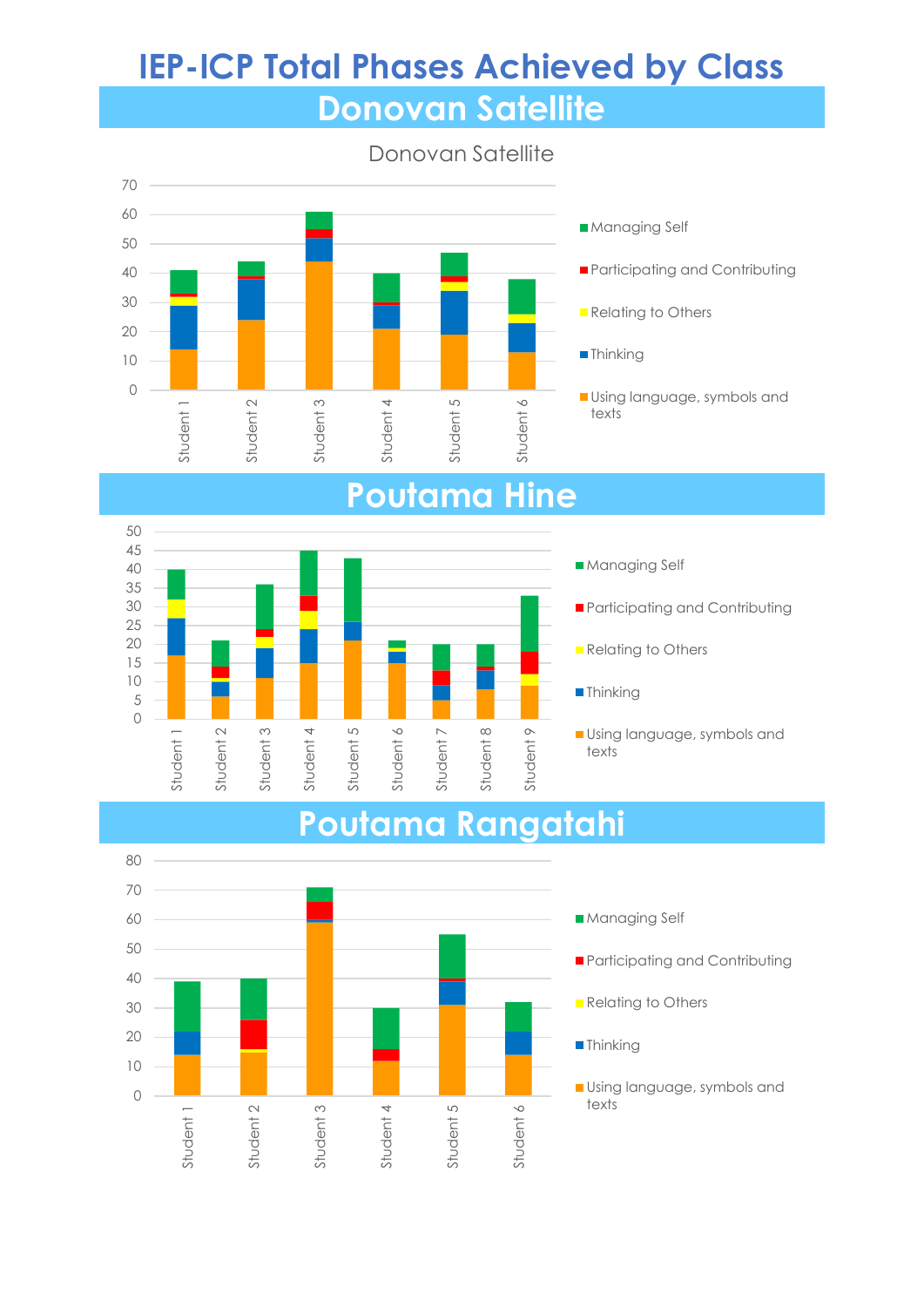# IEP-ICP Total Phases Achieved by Class

## Donovan Satellite

Donovan Satellite

- Managing Self
- Participating and Contributing
- Relating to Others
- Thinking
- Using language, symbols and texts

Student 1, Student 2, Student 3, Student 4, Student 5, Student 6

## Poutama Hine

- Managing Self
- Participating and Contributing
- Relating to Others
- Thinking
- Using language, symbols and texts

Student 1, Student 2, Student 3, Student 4, Student 5, Student 6, Student 7, Student 8, Student 9

## Poutama Rangatahi

- Managing Self
- Participating and Contributing
- Relating to Others
- Thinking
- Using language, symbols and texts

Student 1, Student 2, Student 3, Student 4, Student 5, Student 6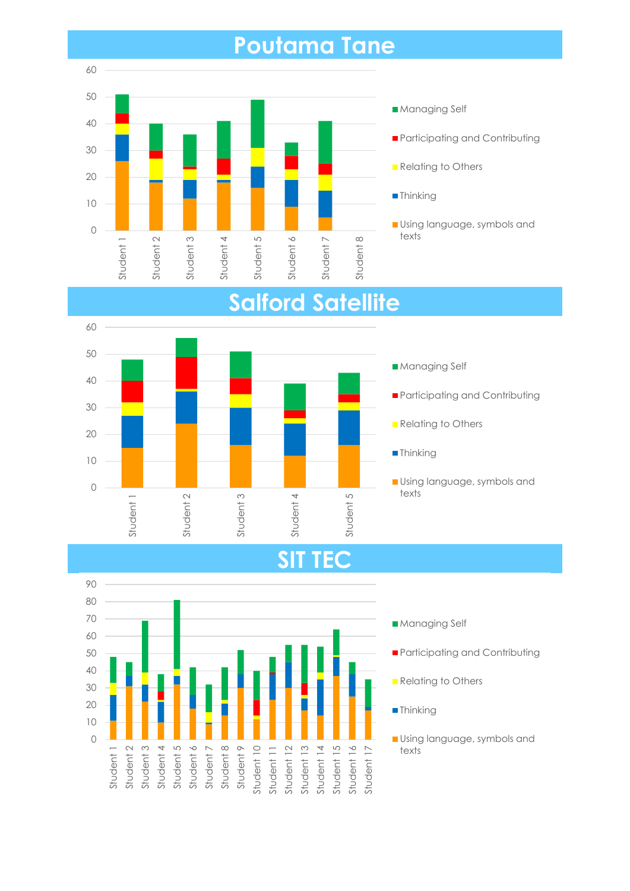# Poutama Tane

| | Using language, symbols and texts | Thinking | Relating to Others | Participating and Contributing | Managing Self |
|---|---|---|---|---|---|
| Student 1 | 26 | 10 | 4 | 4 | 7 |
| Student 2 | 18 | 1 | 8 | 3 | 10 |
| Student 3 | 12 | 7 | 4 | 1 | 12 |
| Student 4 | 18 | 1 | 2 | 6 | 14 |
| Student 5 | 16 | 8 | 7 | 0 | 18 |
| Student 6 | 9 | 10 | 4 | 5 | 5 |
| Student 7 | 5 | 10 | 6 | 4 | 16 |
| Student 8 | | | | | |

# Salford Satellite

| | Using language, symbols and texts | Thinking | Relating to Others | Participating and Contributing | Managing Self |
|---|---|---|---|---|---|
| Student 1 | 15 | 12 | 5 | 8 | 8 |
| Student 2 | 24 | 12 | 1 | 12 | 7 |
| Student 3 | 16 | 14 | 5 | 6 | 10 |
| Student 4 | 12 | 12 | 2 | 3 | 10 |
| Student 5 | 16 | 13 | 3 | 3 | 8 |

# SIT TEC

| | Using language, symbols and texts | Thinking | Relating to Others | Participating and Contributing | Managing Self |
|---|---|---|---|---|---|
| Student 1 | 11 | 15 | 7 | 0 | 15 |
| Student 2 | 31 | 6 | 0 | 0 | 8 |
| Student 3 | 22 | 10 | 7 | 0 | 30 |
| Student 4 | 10 | 12 | 1 | 5 | 10 |
| Student 5 | 32 | 5 | 4 | 0 | 40 |
| Student 6 | 18 | 8 | 0 | 0 | 16 |
| Student 7 | 9 | 1 | 6 | 0 | 16 |
| Student 8 | 14 | 7 | 2 | 0 | 19 |
| Student 9 | 30 | 8 | 0 | 0 | 14 |
| Student 10 | 12 | 0 | 2 | 9 | 17 |
| Student 11 | 23 | 15 | 0 | 1 | 9 |
| Student 12 | 30 | 15 | 0 | 0 | 10 |
| Student 13 | 17 | 7 | 2 | 7 | 22 |
| Student 14 | 14 | 21 | 4 | 0 | 15 |
| Student 15 | 37 | 11 | 1 | 0 | 15 |
| Student 16 | 25 | 13 | 0 | 0 | 7 |
| Student 17 | 17 | 0 | 0 | 0 | 18 |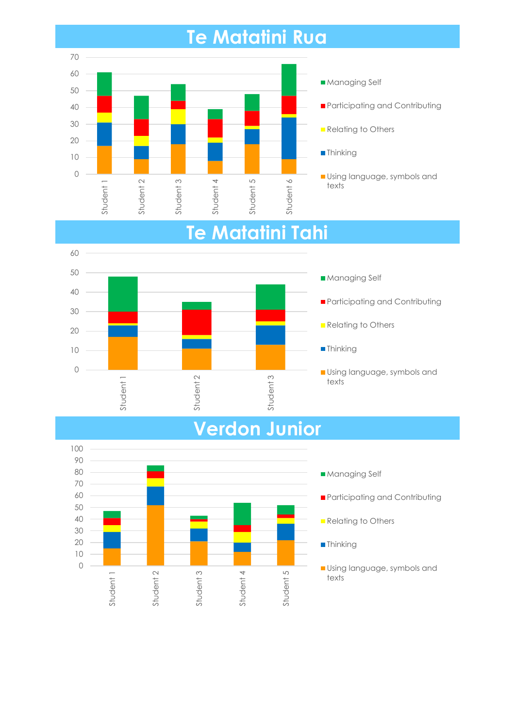# Te Matatini Rua

Chart legend: Managing Self; Participating and Contributing; Relating to Others; Thinking; Using language, symbols and texts

Y-axis: 0, 10, 20, 30, 40, 50, 60, 70

X-axis: Student 1, Student 2, Student 3, Student 4, Student 5, Student 6

# Te Matatini Tahi

Chart legend: Managing Self; Participating and Contributing; Relating to Others; Thinking; Using language, symbols and texts

Y-axis: 0, 10, 20, 30, 40, 50, 60

X-axis: Student 1, Student 2, Student 3

# Verdon Junior

Chart legend: Managing Self; Participating and Contributing; Relating to Others; Thinking; Using language, symbols and texts

Y-axis: 0, 10, 20, 30, 40, 50, 60, 70, 80, 90, 100

X-axis: Student 1, Student 2, Student 3, Student 4, Student 5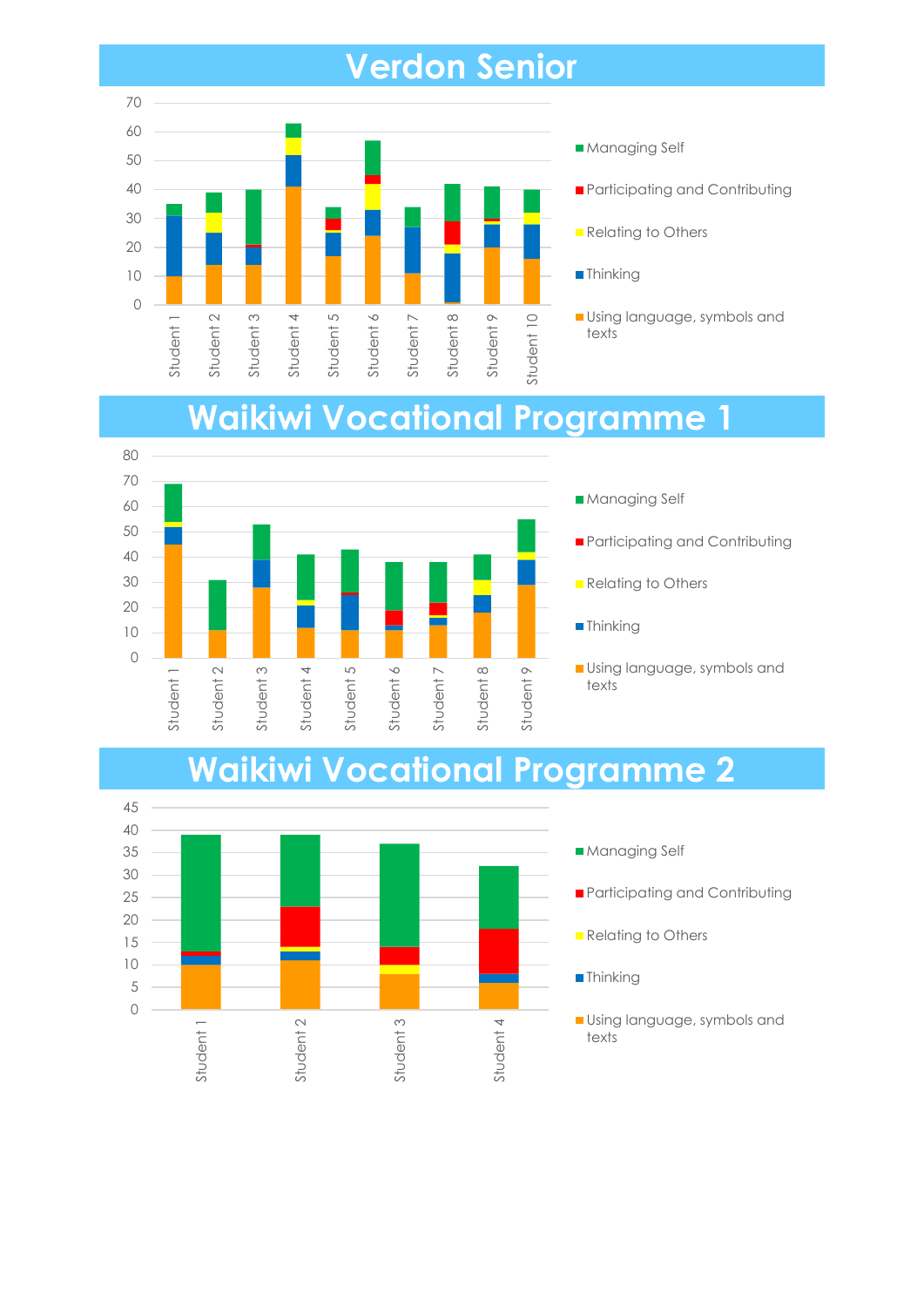# Verdon Senior

70
60
50
40
30
20
10
0

Student 1
Student 2
Student 3
Student 4
Student 5
Student 6
Student 7
Student 8
Student 9
Student 10

Managing Self
Participating and Contributing
Relating to Others
Thinking
Using language, symbols and texts

# Waikiwi Vocational Programme 1

80
70
60
50
40
30
20
10
0

Student 1
Student 2
Student 3
Student 4
Student 5
Student 6
Student 7
Student 8
Student 9

Managing Self
Participating and Contributing
Relating to Others
Thinking
Using language, symbols and texts

# Waikiwi Vocational Programme 2

45
40
35
30
25
20
15
10
5
0

Student 1
Student 2
Student 3
Student 4

Managing Self
Participating and Contributing
Relating to Others
Thinking
Using language, symbols and texts